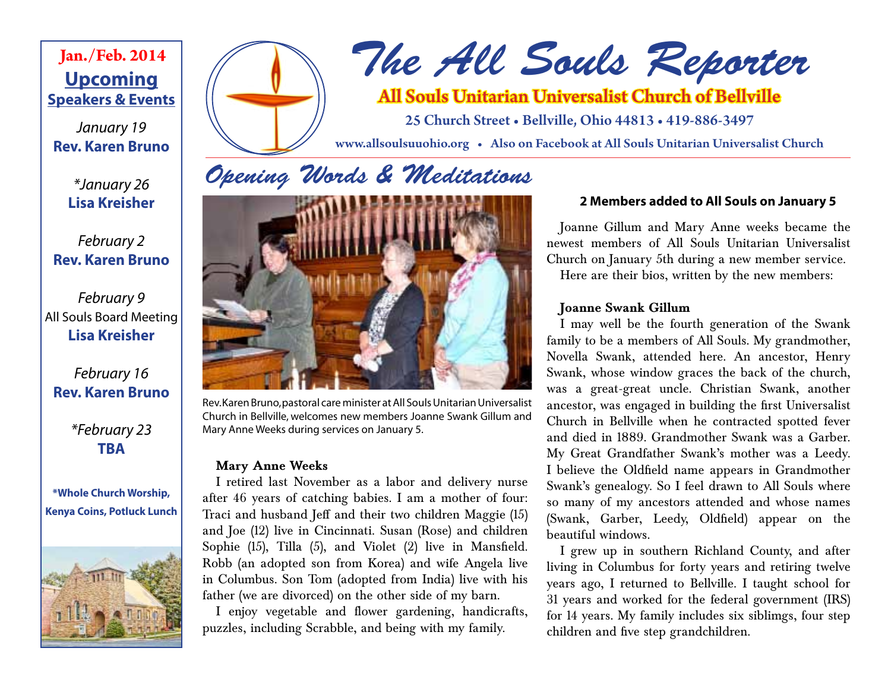# The All Souls Reporter

**All Souls Unitarian Universalist Church of Bellville**

25 Church Street • Bellville, Ohio 44813 • 419-886-3497

www.allsoulsuuohio.org • Also on Facebook at All Souls Unitarian Universalist Church

**Jan./Feb. 2014**

## Upcoming Speakers & Events

*January 19*
**Rev. Karen Bruno**

**\*January 26**
**Lisa Kreisher**

*February 2*
**Rev. Karen Bruno**

*February 9*
All Souls Board Meeting
**Lisa Kreisher**

*February 16*
**Rev. Karen Bruno**

*\*February 23*
**TBA**

**\*Whole Church Worship, Kenya Coins, Potluck Lunch**

## Opening Words & Meditations

Rev. Karen Bruno, pastoral care minister at All Souls Unitarian Universalist Church in Bellville, welcomes new members Joanne Swank Gillum and Mary Anne Weeks during services on January 5.

### Mary Anne Weeks

I retired last November as a labor and delivery nurse after 46 years of catching babies. I am a mother of four: Traci and husband Jeff and their two children Maggie (15) and Joe (12) live in Cincinnati. Susan (Rose) and children Sophie (15), Tilla (5), and Violet (2) live in Mansfield. Robb (an adopted son from Korea) and wife Angela live in Columbus. Son Tom (adopted from India) live with his father (we are divorced) on the other side of my barn.

I enjoy vegetable and flower gardening, handicrafts, puzzles, including Scrabble, and being with my family.

### 2 Members added to All Souls on January 5

Joanne Gillum and Mary Anne weeks became the newest members of All Souls Unitarian Universalist Church on January 5th during a new member service.

Here are their bios, written by the new members:

### Joanne Swank Gillum

I may well be the fourth generation of the Swank family to be a members of All Souls. My grandmother, Novella Swank, attended here. An ancestor, Henry Swank, whose window graces the back of the church, was a great-great uncle. Christian Swank, another ancestor, was engaged in building the first Universalist Church in Bellville when he contracted spotted fever and died in 1889. Grandmother Swank was a Garber. My Great Grandfather Swank's mother was a Leedy. I believe the Oldfield name appears in Grandmother Swank's genealogy. So I feel drawn to All Souls where so many of my ancestors attended and whose names (Swank, Garber, Leedy, Oldfield) appear on the beautiful windows.

I grew up in southern Richland County, and after living in Columbus for forty years and retiring twelve years ago, I returned to Bellville. I taught school for 31 years and worked for the federal government (IRS) for 14 years. My family includes six siblimgs, four step children and five step grandchildren.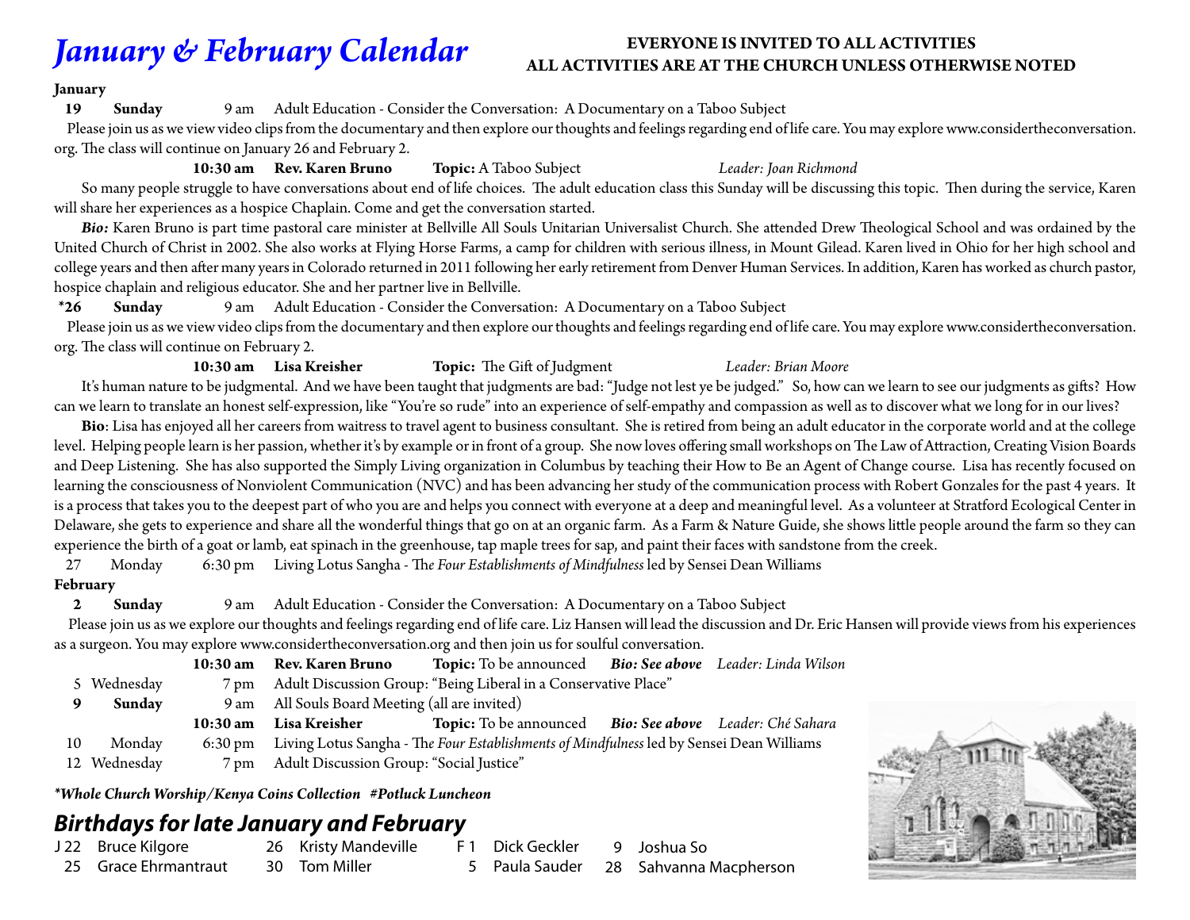# *January & February Calendar*

**EVERYONE IS INVITED TO ALL ACTIVITIES**
**ALL ACTIVITIES ARE AT THE CHURCH UNLESS OTHERWISE NOTED**

**January**

**19 Sunday** 9 am Adult Education - Consider the Conversation: A Documentary on a Taboo Subject

Please join us as we view video clips from the documentary and then explore our thoughts and feelings regarding end of life care. You may explore www.considertheconversation.org. The class will continue on January 26 and February 2.

**10:30 am Rev. Karen Bruno** **Topic:** A Taboo Subject *Leader: Joan Richmond*

So many people struggle to have conversations about end of life choices. The adult education class this Sunday will be discussing this topic. Then during the service, Karen will share her experiences as a hospice Chaplain. Come and get the conversation started.

***Bio:*** Karen Bruno is part time pastoral care minister at Bellville All Souls Unitarian Universalist Church. She attended Drew Theological School and was ordained by the United Church of Christ in 2002. She also works at Flying Horse Farms, a camp for children with serious illness, in Mount Gilead. Karen lived in Ohio for her high school and college years and then after many years in Colorado returned in 2011 following her early retirement from Denver Human Services. In addition, Karen has worked as church pastor, hospice chaplain and religious educator. She and her partner live in Bellville.

**\*26 Sunday** 9 am Adult Education - Consider the Conversation: A Documentary on a Taboo Subject

Please join us as we view video clips from the documentary and then explore our thoughts and feelings regarding end of life care. You may explore www.considertheconversation.org. The class will continue on February 2.

**10:30 am Lisa Kreisher** **Topic:** The Gift of Judgment *Leader: Brian Moore*

It's human nature to be judgmental. And we have been taught that judgments are bad: "Judge not lest ye be judged." So, how can we learn to see our judgments as gifts? How can we learn to translate an honest self-expression, like "You're so rude" into an experience of self-empathy and compassion as well as to discover what we long for in our lives?

**Bio**: Lisa has enjoyed all her careers from waitress to travel agent to business consultant. She is retired from being an adult educator in the corporate world and at the college level. Helping people learn is her passion, whether it's by example or in front of a group. She now loves offering small workshops on The Law of Attraction, Creating Vision Boards and Deep Listening. She has also supported the Simply Living organization in Columbus by teaching their How to Be an Agent of Change course. Lisa has recently focused on learning the consciousness of Nonviolent Communication (NVC) and has been advancing her study of the communication process with Robert Gonzales for the past 4 years. It is a process that takes you to the deepest part of who you are and helps you connect with everyone at a deep and meaningful level. As a volunteer at Stratford Ecological Center in Delaware, she gets to experience and share all the wonderful things that go on at an organic farm. As a Farm & Nature Guide, she shows little people around the farm so they can experience the birth of a goat or lamb, eat spinach in the greenhouse, tap maple trees for sap, and paint their faces with sandstone from the creek.

27 Monday 6:30 pm Living Lotus Sangha - *The Four Establishments of Mindfulness* led by Sensei Dean Williams

**February**

**2 Sunday** 9 am Adult Education - Consider the Conversation: A Documentary on a Taboo Subject

Please join us as we explore our thoughts and feelings regarding end of life care. Liz Hansen will lead the discussion and Dr. Eric Hansen will provide views from his experiences as a surgeon. You may explore www.considertheconversation.org and then join us for soulful conversation.

**10:30 am Rev. Karen Bruno** **Topic:** To be announced ***Bio: See above*** *Leader: Linda Wilson*

5 Wednesday 7 pm Adult Discussion Group: "Being Liberal in a Conservative Place"

**9 Sunday** 9 am All Souls Board Meeting (all are invited)

**10:30 am Lisa Kreisher** **Topic:** To be announced ***Bio: See above*** *Leader: Ché Sahara*

10 Monday 6:30 pm Living Lotus Sangha - *The Four Establishments of Mindfulness* led by Sensei Dean Williams

12 Wednesday 7 pm Adult Discussion Group: "Social Justice"

***\*Whole Church Worship/Kenya Coins Collection #Potluck Luncheon***

## *Birthdays for late January and February*

J 22 Bruce Kilgore
25 Grace Ehrmantraut
26 Kristy Mandeville
30 Tom Miller
F 1 Dick Geckler
5 Paula Sauder
9 Joshua So
28 Sahvanna Macpherson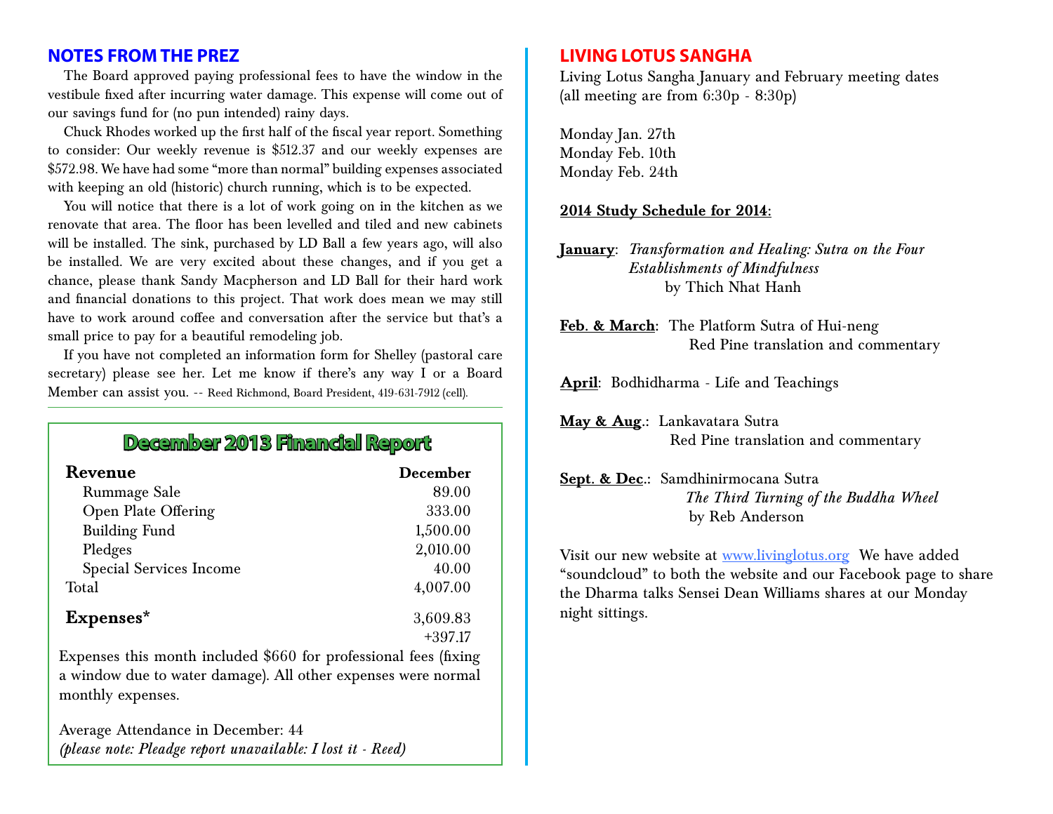## NOTES FROM THE PREZ

The Board approved paying professional fees to have the window in the vestibule fixed after incurring water damage. This expense will come out of our savings fund for (no pun intended) rainy days.

Chuck Rhodes worked up the first half of the fiscal year report. Something to consider: Our weekly revenue is $512.37 and our weekly expenses are $572.98. We have had some "more than normal" building expenses associated with keeping an old (historic) church running, which is to be expected.

You will notice that there is a lot of work going on in the kitchen as we renovate that area. The floor has been levelled and tiled and new cabinets will be installed. The sink, purchased by LD Ball a few years ago, will also be installed. We are very excited about these changes, and if you get a chance, please thank Sandy Macpherson and LD Ball for their hard work and financial donations to this project. That work does mean we may still have to work around coffee and conversation after the service but that's a small price to pay for a beautiful remodeling job.

If you have not completed an information form for Shelley (pastoral care secretary) please see her. Let me know if there's any way I or a Board Member can assist you. -- Reed Richmond, Board President, 419-631-7912 (cell).

## December 2013 Financial Report

| **Revenue** | **December** |
|---|---|
| Rummage Sale | 89.00 |
| Open Plate Offering | 333.00 |
| Building Fund | 1,500.00 |
| Pledges | 2,010.00 |
| Special Services Income | 40.00 |
| Total | 4,007.00 |
| **Expenses*** | 3,609.83 |
| | +397.17 |

Expenses this month included $660 for professional fees (fixing a window due to water damage). All other expenses were normal monthly expenses.

Average Attendance in December: 44
*(please note: Pleadge report unavailable: I lost it - Reed)*

## LIVING LOTUS SANGHA

Living Lotus Sangha January and February meeting dates (all meeting are from 6:30p - 8:30p)

Monday Jan. 27th
Monday Feb. 10th
Monday Feb. 24th

**2014 Study Schedule for 2014:**

**January**: *Transformation and Healing: Sutra on the Four Establishments of Mindfulness* by Thich Nhat Hanh

**Feb. & March**: The Platform Sutra of Hui-neng
Red Pine translation and commentary

**April**: Bodhidharma - Life and Teachings

**May & Aug.**: Lankavatara Sutra
Red Pine translation and commentary

**Sept. & Dec.**: Samdhinirmocana Sutra
*The Third Turning of the Buddha Wheel*
by Reb Anderson

Visit our new website at www.livinglotus.org We have added "soundcloud" to both the website and our Facebook page to share the Dharma talks Sensei Dean Williams shares at our Monday night sittings.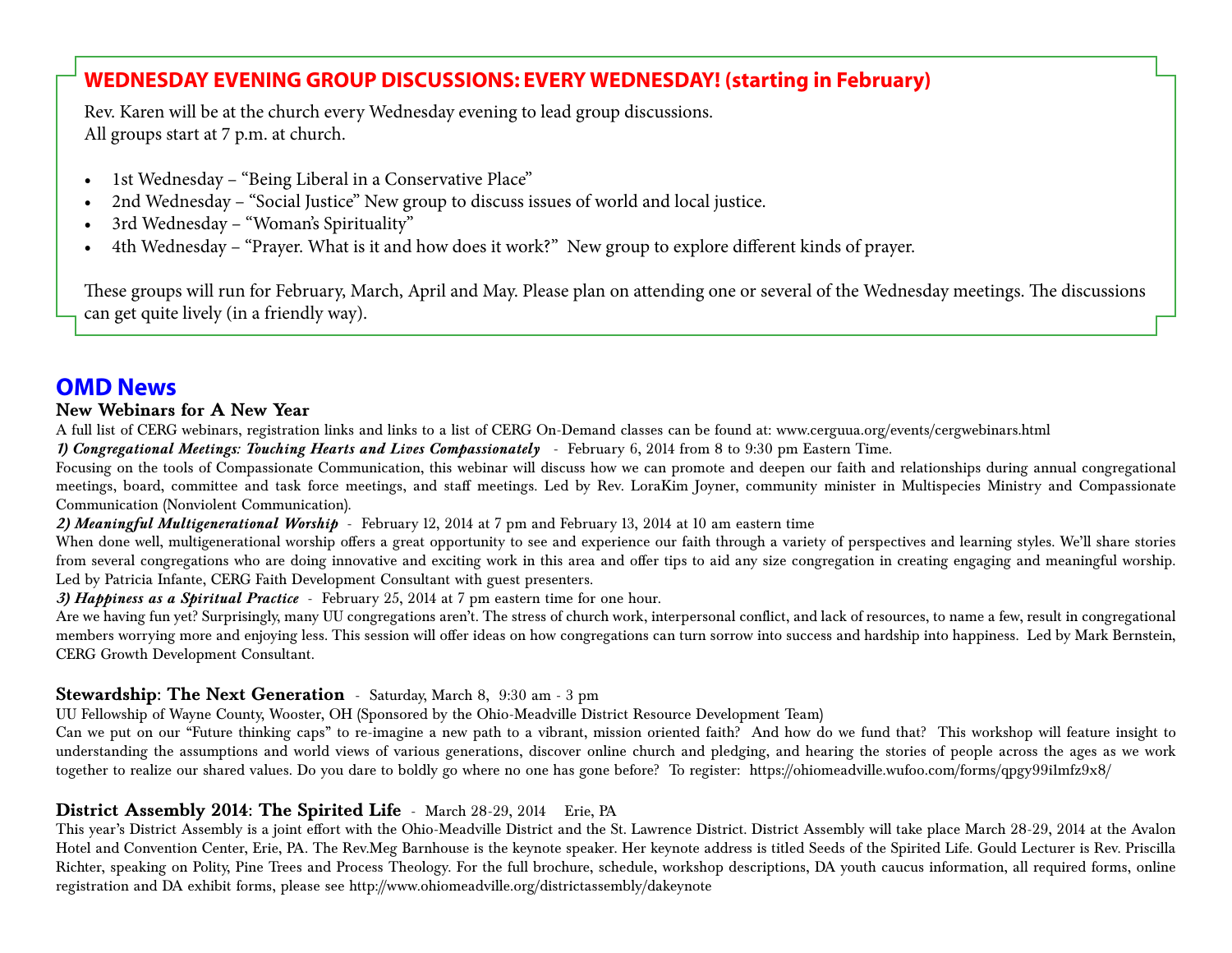## WEDNESDAY EVENING GROUP DISCUSSIONS: EVERY WEDNESDAY! (starting in February)

Rev. Karen will be at the church every Wednesday evening to lead group discussions.
All groups start at 7 p.m. at church.

- 1st Wednesday – "Being Liberal in a Conservative Place"
- 2nd Wednesday – "Social Justice" New group to discuss issues of world and local justice.
- 3rd Wednesday – "Woman's Spirituality"
- 4th Wednesday – "Prayer. What is it and how does it work?" New group to explore different kinds of prayer.

These groups will run for February, March, April and May. Please plan on attending one or several of the Wednesday meetings. The discussions can get quite lively (in a friendly way).

## OMD News

### New Webinars for A New Year

A full list of CERG webinars, registration links and links to a list of CERG On-Demand classes can be found at: www.cerguua.org/events/cergwebinars.html

***1) Congregational Meetings: Touching Hearts and Lives Compassionately*** - February 6, 2014 from 8 to 9:30 pm Eastern Time.

Focusing on the tools of Compassionate Communication, this webinar will discuss how we can promote and deepen our faith and relationships during annual congregational meetings, board, committee and task force meetings, and staff meetings. Led by Rev. LoraKim Joyner, community minister in Multispecies Ministry and Compassionate Communication (Nonviolent Communication).

***2) Meaningful Multigenerational Worship*** - February 12, 2014 at 7 pm and February 13, 2014 at 10 am eastern time

When done well, multigenerational worship offers a great opportunity to see and experience our faith through a variety of perspectives and learning styles. We'll share stories from several congregations who are doing innovative and exciting work in this area and offer tips to aid any size congregation in creating engaging and meaningful worship. Led by Patricia Infante, CERG Faith Development Consultant with guest presenters.

***3) Happiness as a Spiritual Practice*** - February 25, 2014 at 7 pm eastern time for one hour.

Are we having fun yet? Surprisingly, many UU congregations aren't. The stress of church work, interpersonal conflict, and lack of resources, to name a few, result in congregational members worrying more and enjoying less. This session will offer ideas on how congregations can turn sorrow into success and hardship into happiness. Led by Mark Bernstein, CERG Growth Development Consultant.

### Stewardship: The Next Generation - Saturday, March 8, 9:30 am - 3 pm

UU Fellowship of Wayne County, Wooster, OH (Sponsored by the Ohio-Meadville District Resource Development Team)

Can we put on our "Future thinking caps" to re-imagine a new path to a vibrant, mission oriented faith? And how do we fund that? This workshop will feature insight to understanding the assumptions and world views of various generations, discover online church and pledging, and hearing the stories of people across the ages as we work together to realize our shared values. Do you dare to boldly go where no one has gone before? To register: https://ohiomeadville.wufoo.com/forms/qpgy99ilmfz9x8/

### District Assembly 2014: The Spirited Life - March 28-29, 2014 Erie, PA

This year's District Assembly is a joint effort with the Ohio-Meadville District and the St. Lawrence District. District Assembly will take place March 28-29, 2014 at the Avalon Hotel and Convention Center, Erie, PA. The Rev.Meg Barnhouse is the keynote speaker. Her keynote address is titled Seeds of the Spirited Life. Gould Lecturer is Rev. Priscilla Richter, speaking on Polity, Pine Trees and Process Theology. For the full brochure, schedule, workshop descriptions, DA youth caucus information, all required forms, online registration and DA exhibit forms, please see http://www.ohiomeadville.org/districtassembly/dakeynote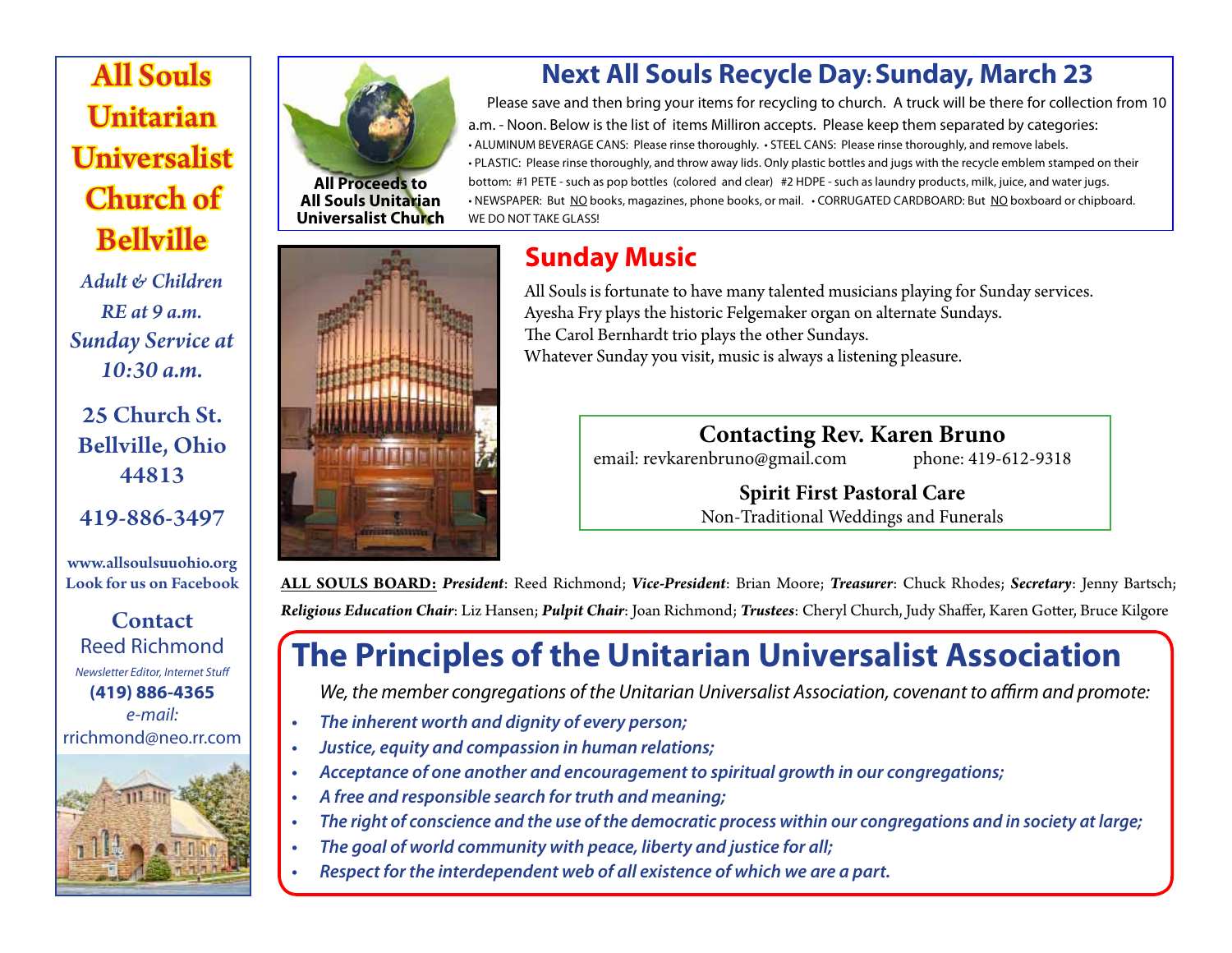# All Souls Unitarian Universalist Church of Bellville

*Adult & Children RE at 9 a.m.*
*Sunday Service at 10:30 a.m.*

**25 Church St.**
**Bellville, Ohio 44813**

**419-886-3497**

**www.allsoulsuuohio.org**
**Look for us on Facebook**

**Contact**
Reed Richmond
*Newsletter Editor, Internet Stuff*
**(419) 886-4365**
*e-mail:*
rrichmond@neo.rr.com

**All Proceeds to All Souls Unitarian Universalist Church**

## Next All Souls Recycle Day: Sunday, March 23

Please save and then bring your items for recycling to church. A truck will be there for collection from 10 a.m. - Noon. Below is the list of items Milliron accepts. Please keep them separated by categories:

- ALUMINUM BEVERAGE CANS: Please rinse thoroughly. • STEEL CANS: Please rinse thoroughly, and remove labels.
- PLASTIC: Please rinse thoroughly, and throw away lids. Only plastic bottles and jugs with the recycle emblem stamped on their bottom: #1 PETE - such as pop bottles (colored and clear) #2 HDPE - such as laundry products, milk, juice, and water jugs.
- NEWSPAPER: But NO books, magazines, phone books, or mail. • CORRUGATED CARDBOARD: But NO boxboard or chipboard.

WE DO NOT TAKE GLASS!

## Sunday Music

All Souls is fortunate to have many talented musicians playing for Sunday services.
Ayesha Fry plays the historic Felgemaker organ on alternate Sundays.
The Carol Bernhardt trio plays the other Sundays.
Whatever Sunday you visit, music is always a listening pleasure.

**Contacting Rev. Karen Bruno**
email: revkarenbruno@gmail.com phone: 419-612-9318

**Spirit First Pastoral Care**
Non-Traditional Weddings and Funerals

**ALL SOULS BOARD:** ***President***: Reed Richmond; ***Vice-President***: Brian Moore; ***Treasurer***: Chuck Rhodes; ***Secretary***: Jenny Bartsch; ***Religious Education Chair***: Liz Hansen; ***Pulpit Chair***: Joan Richmond; ***Trustees***: Cheryl Church, Judy Shaffer, Karen Gotter, Bruce Kilgore

## The Principles of the Unitarian Universalist Association

*We, the member congregations of the Unitarian Universalist Association, covenant to affirm and promote:*

- ***The inherent worth and dignity of every person;***
- ***Justice, equity and compassion in human relations;***
- ***Acceptance of one another and encouragement to spiritual growth in our congregations;***
- ***A free and responsible search for truth and meaning;***
- ***The right of conscience and the use of the democratic process within our congregations and in society at large;***
- ***The goal of world community with peace, liberty and justice for all;***
- ***Respect for the interdependent web of all existence of which we are a part.***